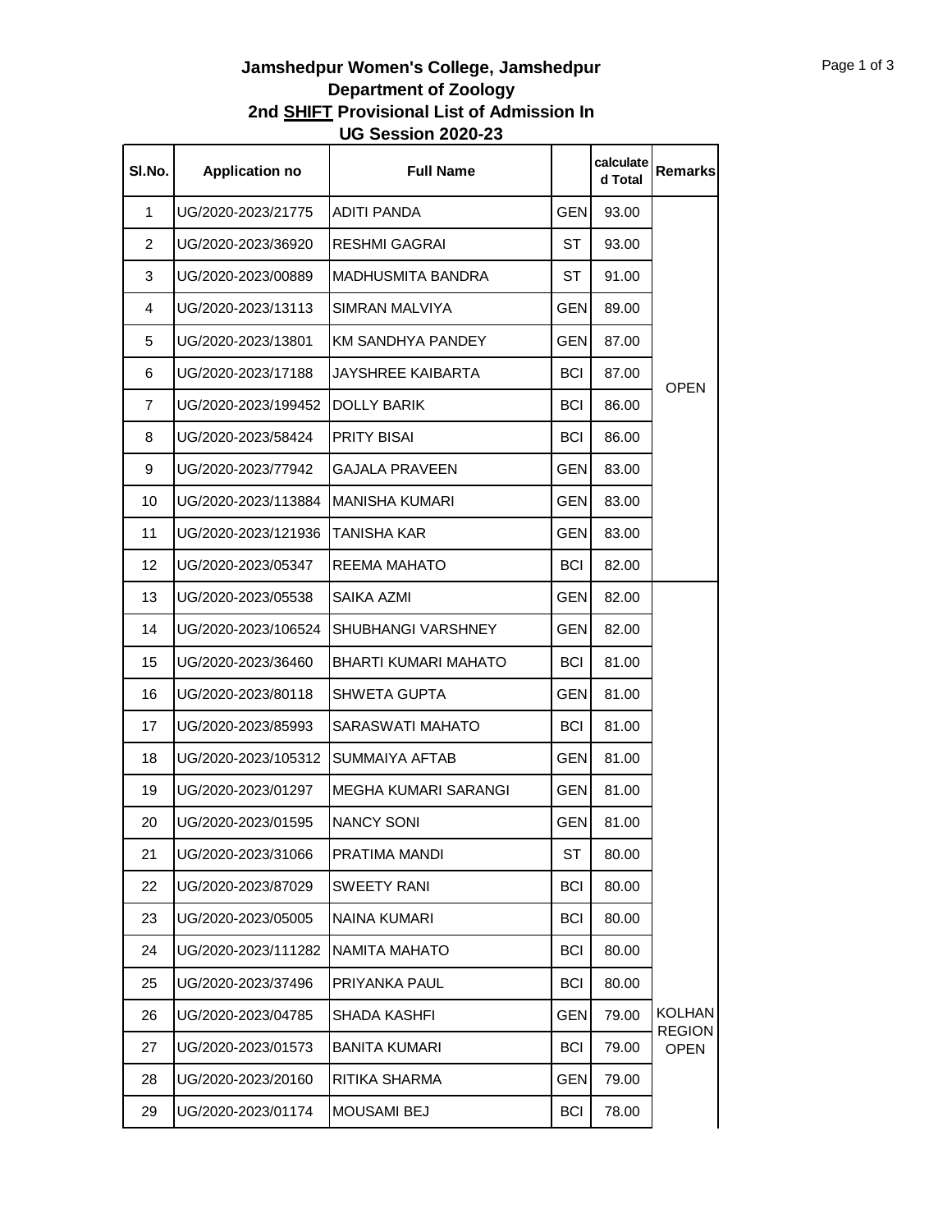**Jamshedpur Women's College, Jamshedpur**
**Department of Zoology**
**2nd SHIFT Provisional List of Admission In**
**UG Session 2020-23**

| Sl.No. | Application no | Full Name | | calculated Total | Remarks |
|---|---|---|---|---|---|
| 1 | UG/2020-2023/21775 | ADITI PANDA | GEN | 93.00 | OPEN |
| 2 | UG/2020-2023/36920 | RESHMI GAGRAI | ST | 93.00 | |
| 3 | UG/2020-2023/00889 | MADHUSMITA BANDRA | ST | 91.00 | |
| 4 | UG/2020-2023/13113 | SIMRAN MALVIYA | GEN | 89.00 | |
| 5 | UG/2020-2023/13801 | KM SANDHYA PANDEY | GEN | 87.00 | |
| 6 | UG/2020-2023/17188 | JAYSHREE KAIBARTA | BCI | 87.00 | |
| 7 | UG/2020-2023/199452 | DOLLY BARIK | BCI | 86.00 | |
| 8 | UG/2020-2023/58424 | PRITY BISAI | BCI | 86.00 | |
| 9 | UG/2020-2023/77942 | GAJALA PRAVEEN | GEN | 83.00 | |
| 10 | UG/2020-2023/113884 | MANISHA KUMARI | GEN | 83.00 | |
| 11 | UG/2020-2023/121936 | TANISHA KAR | GEN | 83.00 | |
| 12 | UG/2020-2023/05347 | REEMA MAHATO | BCI | 82.00 | |
| 13 | UG/2020-2023/05538 | SAIKA AZMI | GEN | 82.00 | KOLHAN REGION OPEN |
| 14 | UG/2020-2023/106524 | SHUBHANGI VARSHNEY | GEN | 82.00 | |
| 15 | UG/2020-2023/36460 | BHARTI KUMARI MAHATO | BCI | 81.00 | |
| 16 | UG/2020-2023/80118 | SHWETA GUPTA | GEN | 81.00 | |
| 17 | UG/2020-2023/85993 | SARASWATI MAHATO | BCI | 81.00 | |
| 18 | UG/2020-2023/105312 | SUMMAIYA AFTAB | GEN | 81.00 | |
| 19 | UG/2020-2023/01297 | MEGHA KUMARI SARANGI | GEN | 81.00 | |
| 20 | UG/2020-2023/01595 | NANCY SONI | GEN | 81.00 | |
| 21 | UG/2020-2023/31066 | PRATIMA MANDI | ST | 80.00 | |
| 22 | UG/2020-2023/87029 | SWEETY RANI | BCI | 80.00 | |
| 23 | UG/2020-2023/05005 | NAINA KUMARI | BCI | 80.00 | |
| 24 | UG/2020-2023/111282 | NAMITA MAHATO | BCI | 80.00 | |
| 25 | UG/2020-2023/37496 | PRIYANKA PAUL | BCI | 80.00 | |
| 26 | UG/2020-2023/04785 | SHADA KASHFI | GEN | 79.00 | |
| 27 | UG/2020-2023/01573 | BANITA KUMARI | BCI | 79.00 | |
| 28 | UG/2020-2023/20160 | RITIKA SHARMA | GEN | 79.00 | |
| 29 | UG/2020-2023/01174 | MOUSAMI BEJ | BCI | 78.00 | |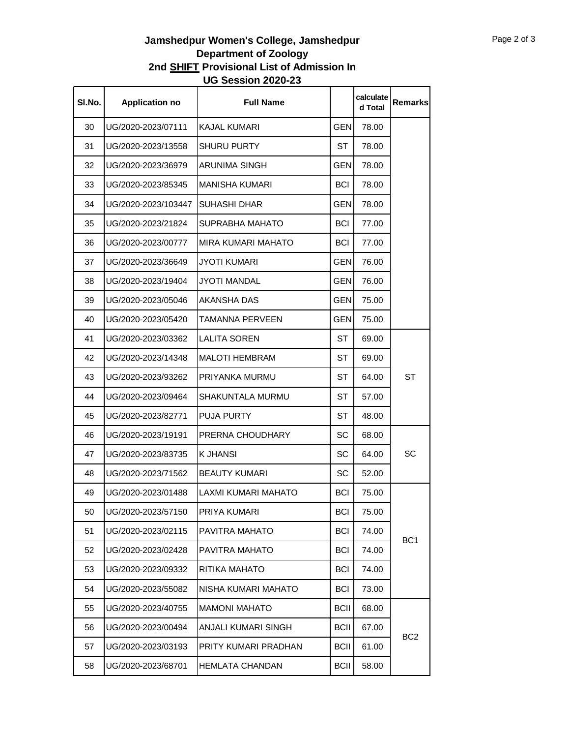**Jamshedpur Women's College, Jamshedpur**
**Department of Zoology**
**2nd SHIFT Provisional List of Admission In**
**UG Session 2020-23**

| Sl.No. | Application no | Full Name | | calculated Total | Remarks |
|---|---|---|---|---|---|
| 30 | UG/2020-2023/07111 | KAJAL KUMARI | GEN | 78.00 | |
| 31 | UG/2020-2023/13558 | SHURU PURTY | ST | 78.00 | |
| 32 | UG/2020-2023/36979 | ARUNIMA SINGH | GEN | 78.00 | |
| 33 | UG/2020-2023/85345 | MANISHA KUMARI | BCI | 78.00 | |
| 34 | UG/2020-2023/103447 | SUHASHI DHAR | GEN | 78.00 | |
| 35 | UG/2020-2023/21824 | SUPRABHA MAHATO | BCI | 77.00 | |
| 36 | UG/2020-2023/00777 | MIRA KUMARI MAHATO | BCI | 77.00 | |
| 37 | UG/2020-2023/36649 | JYOTI KUMARI | GEN | 76.00 | |
| 38 | UG/2020-2023/19404 | JYOTI MANDAL | GEN | 76.00 | |
| 39 | UG/2020-2023/05046 | AKANSHA DAS | GEN | 75.00 | |
| 40 | UG/2020-2023/05420 | TAMANNA PERVEEN | GEN | 75.00 | |
| 41 | UG/2020-2023/03362 | LALITA SOREN | ST | 69.00 | ST |
| 42 | UG/2020-2023/14348 | MALOTI HEMBRAM | ST | 69.00 | |
| 43 | UG/2020-2023/93262 | PRIYANKA MURMU | ST | 64.00 | |
| 44 | UG/2020-2023/09464 | SHAKUNTALA MURMU | ST | 57.00 | |
| 45 | UG/2020-2023/82771 | PUJA PURTY | ST | 48.00 | |
| 46 | UG/2020-2023/19191 | PRERNA CHOUDHARY | SC | 68.00 | SC |
| 47 | UG/2020-2023/83735 | K JHANSI | SC | 64.00 | |
| 48 | UG/2020-2023/71562 | BEAUTY KUMARI | SC | 52.00 | |
| 49 | UG/2020-2023/01488 | LAXMI KUMARI MAHATO | BCI | 75.00 | BC1 |
| 50 | UG/2020-2023/57150 | PRIYA KUMARI | BCI | 75.00 | |
| 51 | UG/2020-2023/02115 | PAVITRA MAHATO | BCI | 74.00 | |
| 52 | UG/2020-2023/02428 | PAVITRA MAHATO | BCI | 74.00 | |
| 53 | UG/2020-2023/09332 | RITIKA MAHATO | BCI | 74.00 | |
| 54 | UG/2020-2023/55082 | NISHA KUMARI MAHATO | BCI | 73.00 | |
| 55 | UG/2020-2023/40755 | MAMONI MAHATO | BCII | 68.00 | BC2 |
| 56 | UG/2020-2023/00494 | ANJALI KUMARI SINGH | BCII | 67.00 | |
| 57 | UG/2020-2023/03193 | PRITY KUMARI PRADHAN | BCII | 61.00 | |
| 58 | UG/2020-2023/68701 | HEMLATA CHANDAN | BCII | 58.00 | |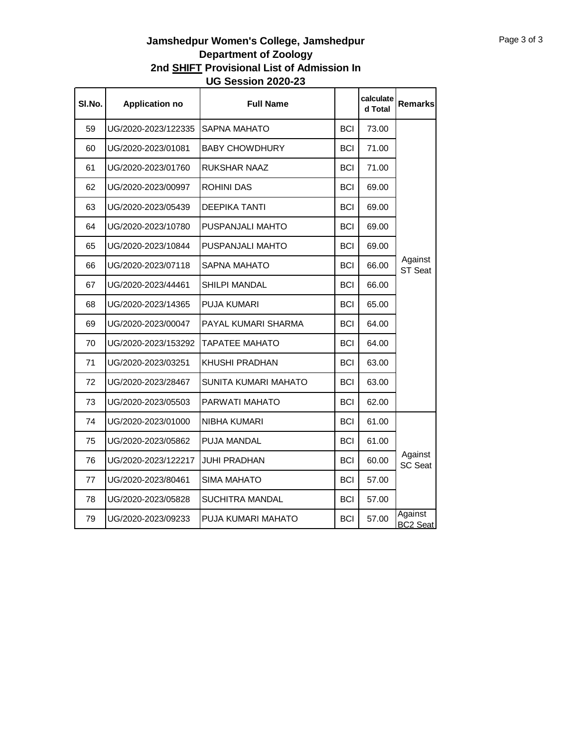# Jamshedpur Women's College, Jamshedpur
## Department of Zoology
## 2nd SHIFT Provisional List of Admission In
## UG Session 2020-23

| Sl.No. | Application no | Full Name | | calculated Total | Remarks |
|---|---|---|---|---|---|
| 59 | UG/2020-2023/122335 | SAPNA MAHATO | BCI | 73.00 | Against ST Seat |
| 60 | UG/2020-2023/01081 | BABY CHOWDHURY | BCI | 71.00 | |
| 61 | UG/2020-2023/01760 | RUKSHAR NAAZ | BCI | 71.00 | |
| 62 | UG/2020-2023/00997 | ROHINI DAS | BCI | 69.00 | |
| 63 | UG/2020-2023/05439 | DEEPIKA TANTI | BCI | 69.00 | |
| 64 | UG/2020-2023/10780 | PUSPANJALI MAHTO | BCI | 69.00 | |
| 65 | UG/2020-2023/10844 | PUSPANJALI MAHTO | BCI | 69.00 | |
| 66 | UG/2020-2023/07118 | SAPNA MAHATO | BCI | 66.00 | |
| 67 | UG/2020-2023/44461 | SHILPI MANDAL | BCI | 66.00 | |
| 68 | UG/2020-2023/14365 | PUJA KUMARI | BCI | 65.00 | |
| 69 | UG/2020-2023/00047 | PAYAL KUMARI SHARMA | BCI | 64.00 | |
| 70 | UG/2020-2023/153292 | TAPATEE MAHATO | BCI | 64.00 | |
| 71 | UG/2020-2023/03251 | KHUSHI PRADHAN | BCI | 63.00 | |
| 72 | UG/2020-2023/28467 | SUNITA KUMARI MAHATO | BCI | 63.00 | |
| 73 | UG/2020-2023/05503 | PARWATI MAHATO | BCI | 62.00 | |
| 74 | UG/2020-2023/01000 | NIBHA KUMARI | BCI | 61.00 | Against SC Seat |
| 75 | UG/2020-2023/05862 | PUJA MANDAL | BCI | 61.00 | |
| 76 | UG/2020-2023/122217 | JUHI PRADHAN | BCI | 60.00 | |
| 77 | UG/2020-2023/80461 | SIMA MAHATO | BCI | 57.00 | |
| 78 | UG/2020-2023/05828 | SUCHITRA MANDAL | BCI | 57.00 | |
| 79 | UG/2020-2023/09233 | PUJA KUMARI MAHATO | BCI | 57.00 | Against BC2 Seat |